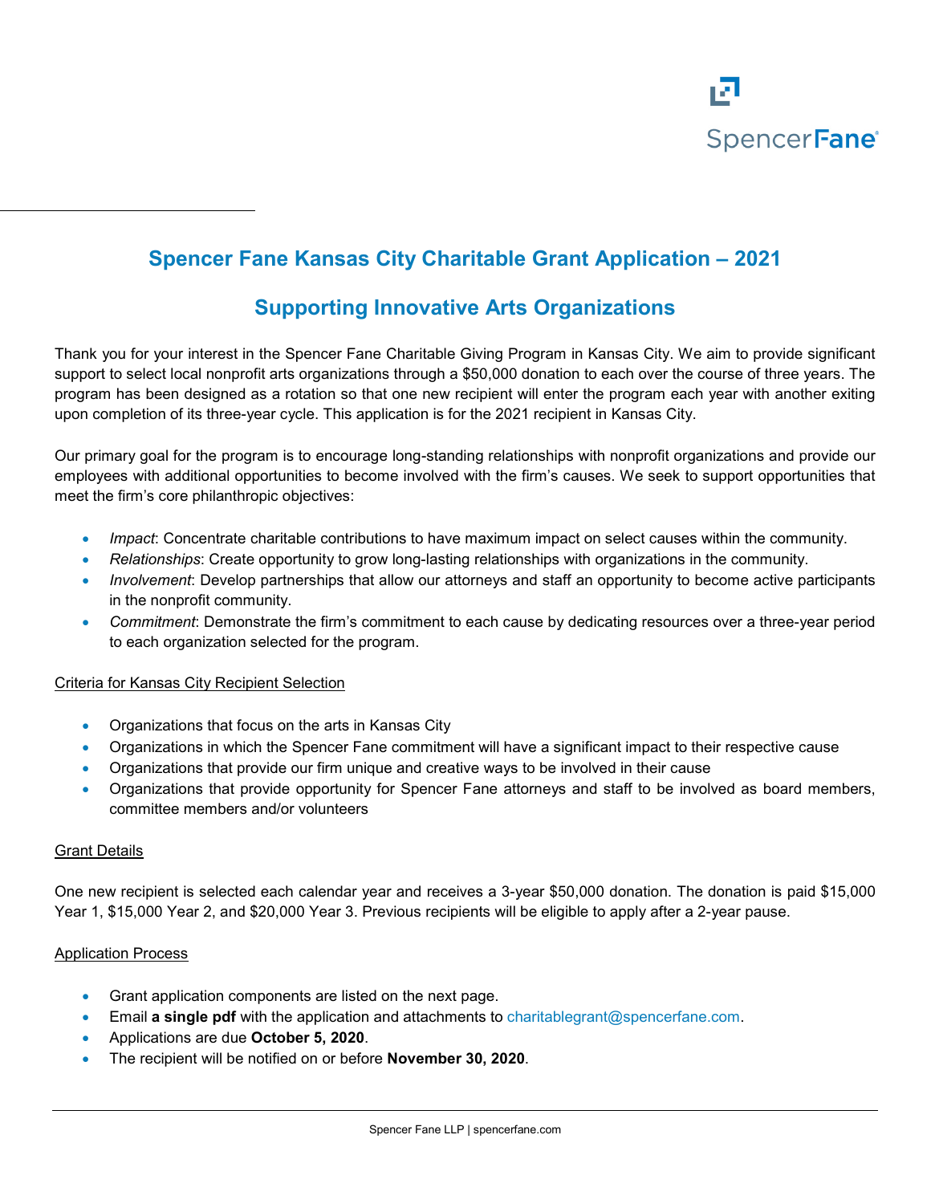# Spencer Fane Kansas City Charitable Grant Application – 2021

## Supporting Innovative Arts Organizations

Thank you for your interest in the Spencer Fane Charitable Giving Program in Kansas City. We aim to provide significant support to select local nonprofit arts organizations through a $50,000 donation to each over the course of three years. The program has been designed as a rotation so that one new recipient will enter the program each year with another exiting upon completion of its three-year cycle. This application is for the 2021 recipient in Kansas City.

Our primary goal for the program is to encourage long-standing relationships with nonprofit organizations and provide our employees with additional opportunities to become involved with the firm's causes. We seek to support opportunities that meet the firm's core philanthropic objectives:

- *Impact*: Concentrate charitable contributions to have maximum impact on select causes within the community.
- *Relationships*: Create opportunity to grow long-lasting relationships with organizations in the community.
- *Involvement*: Develop partnerships that allow our attorneys and staff an opportunity to become active participants in the nonprofit community.
- *Commitment*: Demonstrate the firm's commitment to each cause by dedicating resources over a three-year period to each organization selected for the program.

<u>Criteria for Kansas City Recipient Selection</u>

- Organizations that focus on the arts in Kansas City
- Organizations in which the Spencer Fane commitment will have a significant impact to their respective cause
- Organizations that provide our firm unique and creative ways to be involved in their cause
- Organizations that provide opportunity for Spencer Fane attorneys and staff to be involved as board members, committee members and/or volunteers

<u>Grant Details</u>

One new recipient is selected each calendar year and receives a 3-year $50,000 donation. The donation is paid $15,000 Year 1, $15,000 Year 2, and $20,000 Year 3. Previous recipients will be eligible to apply after a 2-year pause.

<u>Application Process</u>

- Grant application components are listed on the next page.
- Email **a single pdf** with the application and attachments to charitablegrant@spencerfane.com.
- Applications are due **October 5, 2020**.
- The recipient will be notified on or before **November 30, 2020**.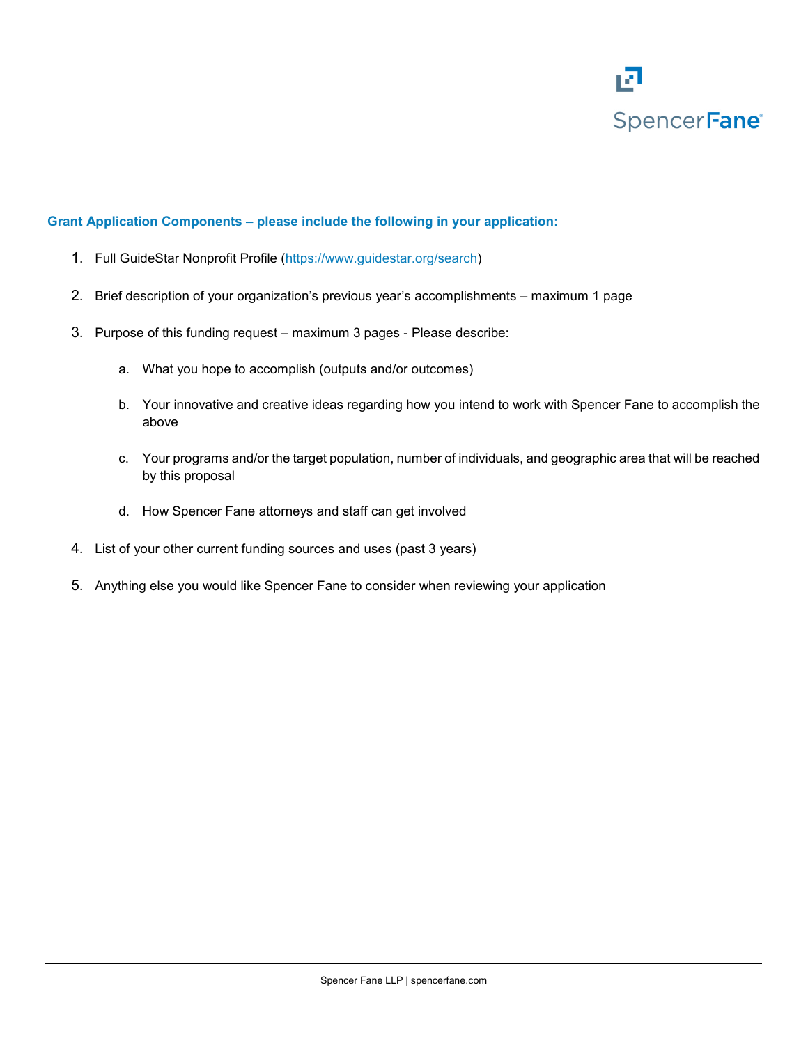**Grant Application Components – please include the following in your application:**

1. Full GuideStar Nonprofit Profile (https://www.guidestar.org/search)

2. Brief description of your organization's previous year's accomplishments – maximum 1 page

3. Purpose of this funding request – maximum 3 pages - Please describe:

   a. What you hope to accomplish (outputs and/or outcomes)

   b. Your innovative and creative ideas regarding how you intend to work with Spencer Fane to accomplish the above

   c. Your programs and/or the target population, number of individuals, and geographic area that will be reached by this proposal

   d. How Spencer Fane attorneys and staff can get involved

4. List of your other current funding sources and uses (past 3 years)

5. Anything else you would like Spencer Fane to consider when reviewing your application